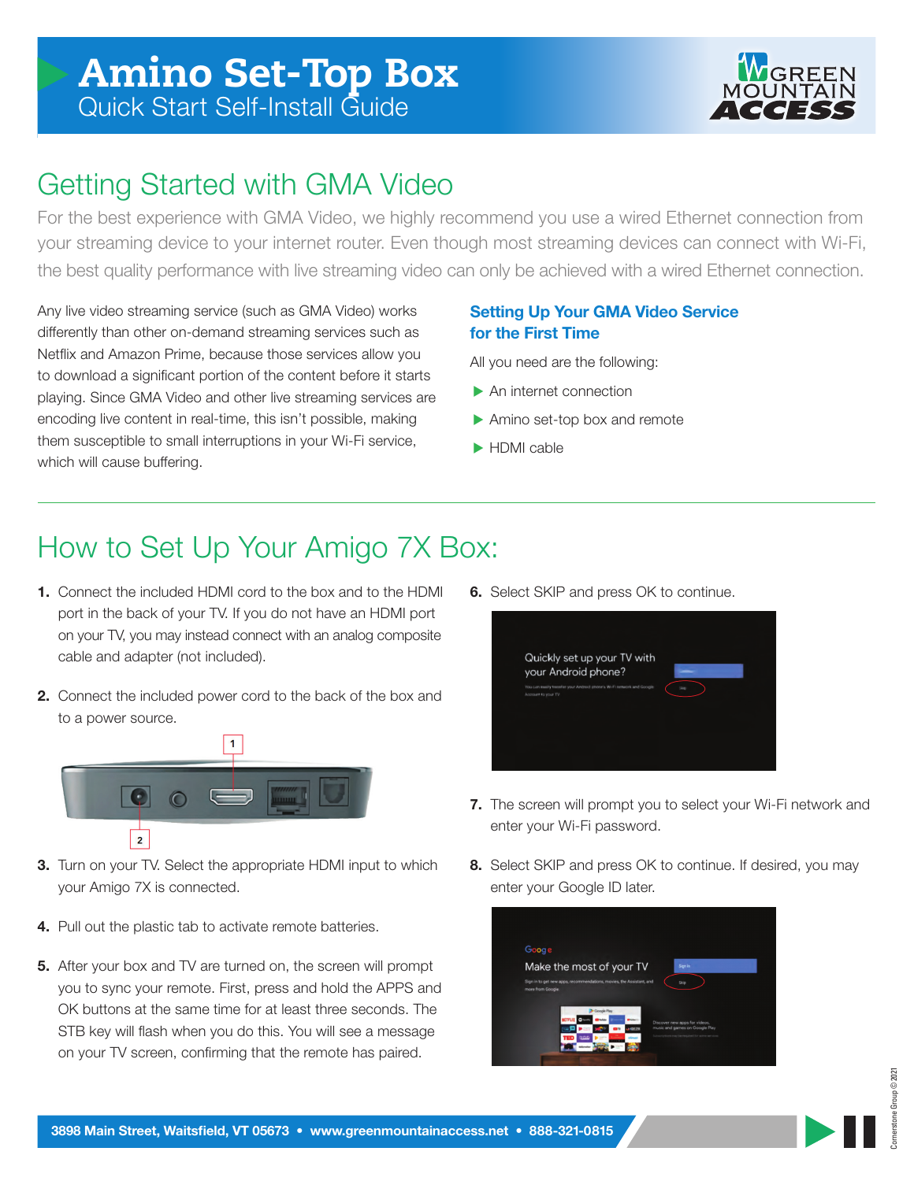# Amino Set-Top Box

Quick Start Self-Install Guide

GREEN MOUNTAIN ACCESS

## Getting Started with GMA Video

For the best experience with GMA Video, we highly recommend you use a wired Ethernet connection from your streaming device to your internet router. Even though most streaming devices can connect with Wi-Fi, the best quality performance with live streaming video can only be achieved with a wired Ethernet connection.

Any live video streaming service (such as GMA Video) works differently than other on-demand streaming services such as Netflix and Amazon Prime, because those services allow you to download a significant portion of the content before it starts playing. Since GMA Video and other live streaming services are encoding live content in real-time, this isn't possible, making them susceptible to small interruptions in your Wi-Fi service, which will cause buffering.

### Setting Up Your GMA Video Service for the First Time

All you need are the following:

- An internet connection
- Amino set-top box and remote
- HDMI cable

## How to Set Up Your Amigo 7X Box:

1. Connect the included HDMI cord to the box and to the HDMI port in the back of your TV. If you do not have an HDMI port on your TV, you may instead connect with an analog composite cable and adapter (not included).
2. Connect the included power cord to the back of the box and to a power source.
3. Turn on your TV. Select the appropriate HDMI input to which your Amigo 7X is connected.
4. Pull out the plastic tab to activate remote batteries.
5. After your box and TV are turned on, the screen will prompt you to sync your remote. First, press and hold the APPS and OK buttons at the same time for at least three seconds. The STB key will flash when you do this. You will see a message on your TV screen, confirming that the remote has paired.
6. Select SKIP and press OK to continue.
7. The screen will prompt you to select your Wi-Fi network and enter your Wi-Fi password.
8. Select SKIP and press OK to continue. If desired, you may enter your Google ID later.

3898 Main Street, Waitsfield, VT 05673 • www.greenmountainaccess.net • 888-321-0815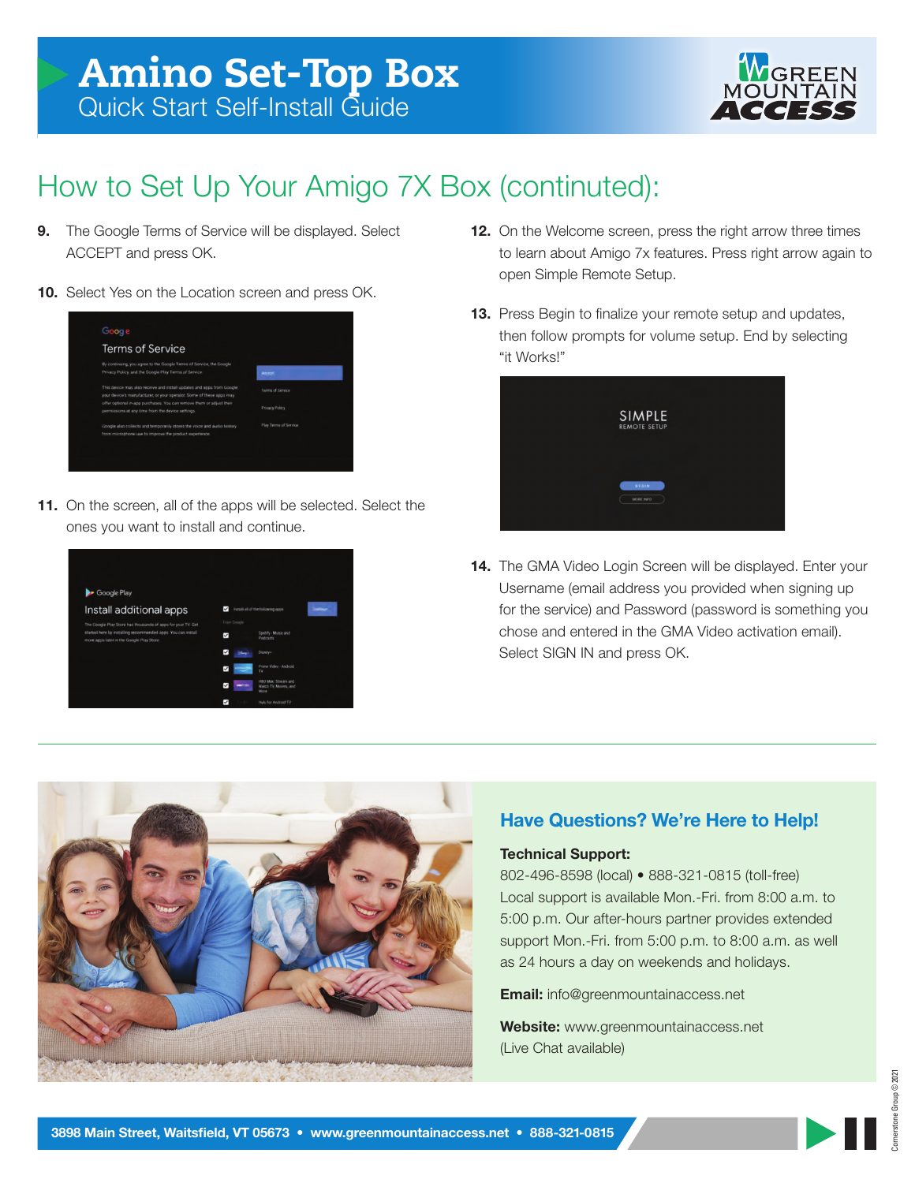# Amino Set-Top Box
Quick Start Self-Install Guide

## How to Set Up Your Amigo 7X Box (continuted):

**9.** The Google Terms of Service will be displayed. Select ACCEPT and press OK.

**10.** Select Yes on the Location screen and press OK.

**11.** On the screen, all of the apps will be selected. Select the ones you want to install and continue.

**12.** On the Welcome screen, press the right arrow three times to learn about Amigo 7x features. Press right arrow again to open Simple Remote Setup.

**13.** Press Begin to finalize your remote setup and updates, then follow prompts for volume setup. End by selecting "it Works!"

**14.** The GMA Video Login Screen will be displayed. Enter your Username (email address you provided when signing up for the service) and Password (password is something you chose and entered in the GMA Video activation email). Select SIGN IN and press OK.

### Have Questions? We're Here to Help!

**Technical Support:**
802-496-8598 (local) • 888-321-0815 (toll-free)
Local support is available Mon.-Fri. from 8:00 a.m. to 5:00 p.m. Our after-hours partner provides extended support Mon.-Fri. from 5:00 p.m. to 8:00 a.m. as well as 24 hours a day on weekends and holidays.

**Email:** info@greenmountainaccess.net

**Website:** www.greenmountainaccess.net
(Live Chat available)

3898 Main Street, Waitsfield, VT 05673 • www.greenmountainaccess.net • 888-321-0815